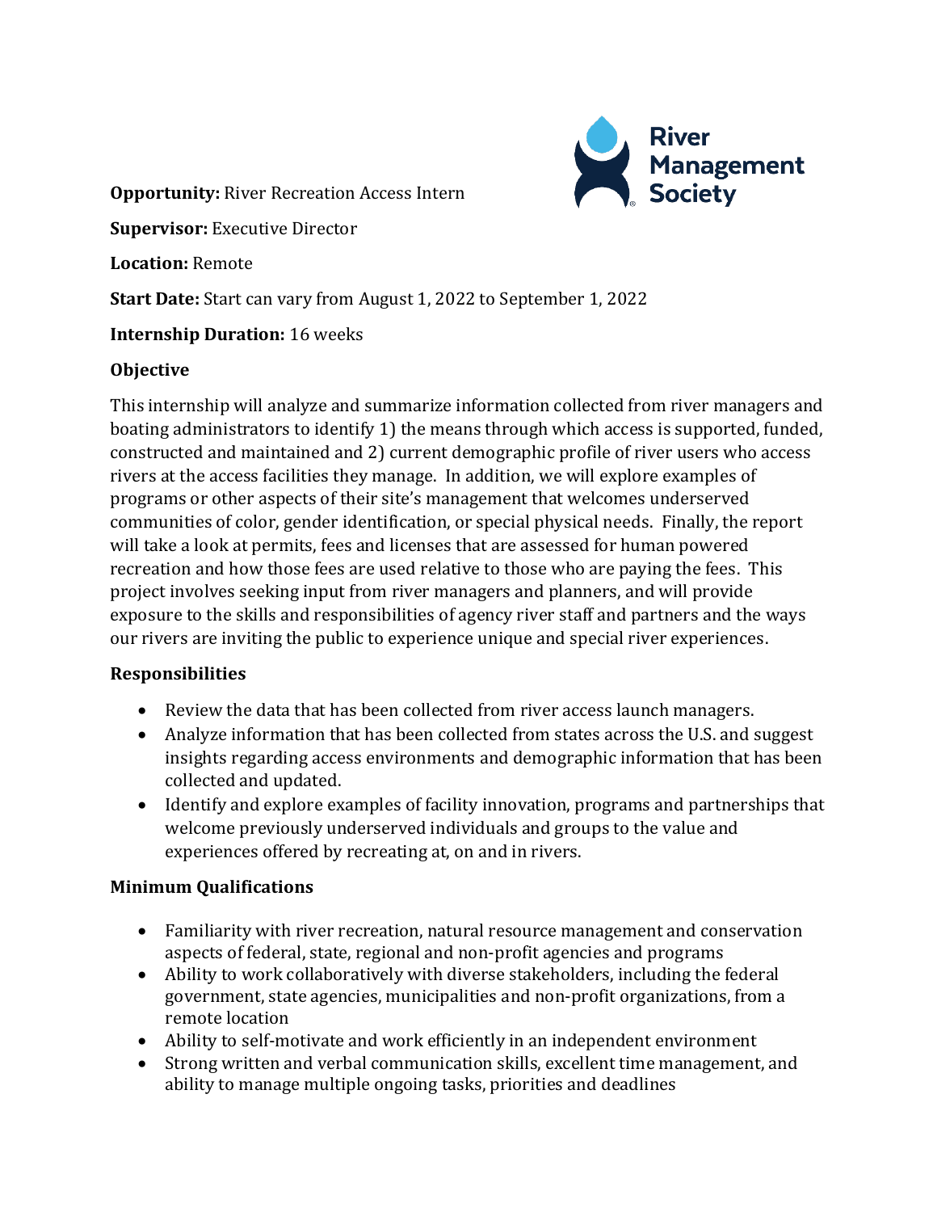River Management Society

**Opportunity:** River Recreation Access Intern

**Supervisor:** Executive Director

**Location:** Remote

**Start Date:** Start can vary from August 1, 2022 to September 1, 2022

**Internship Duration:** 16 weeks

**Objective**

This internship will analyze and summarize information collected from river managers and boating administrators to identify 1) the means through which access is supported, funded, constructed and maintained and 2) current demographic profile of river users who access rivers at the access facilities they manage. In addition, we will explore examples of programs or other aspects of their site's management that welcomes underserved communities of color, gender identification, or special physical needs. Finally, the report will take a look at permits, fees and licenses that are assessed for human powered recreation and how those fees are used relative to those who are paying the fees. This project involves seeking input from river managers and planners, and will provide exposure to the skills and responsibilities of agency river staff and partners and the ways our rivers are inviting the public to experience unique and special river experiences.

**Responsibilities**

- Review the data that has been collected from river access launch managers.
- Analyze information that has been collected from states across the U.S. and suggest insights regarding access environments and demographic information that has been collected and updated.
- Identify and explore examples of facility innovation, programs and partnerships that welcome previously underserved individuals and groups to the value and experiences offered by recreating at, on and in rivers.

**Minimum Qualifications**

- Familiarity with river recreation, natural resource management and conservation aspects of federal, state, regional and non-profit agencies and programs
- Ability to work collaboratively with diverse stakeholders, including the federal government, state agencies, municipalities and non-profit organizations, from a remote location
- Ability to self-motivate and work efficiently in an independent environment
- Strong written and verbal communication skills, excellent time management, and ability to manage multiple ongoing tasks, priorities and deadlines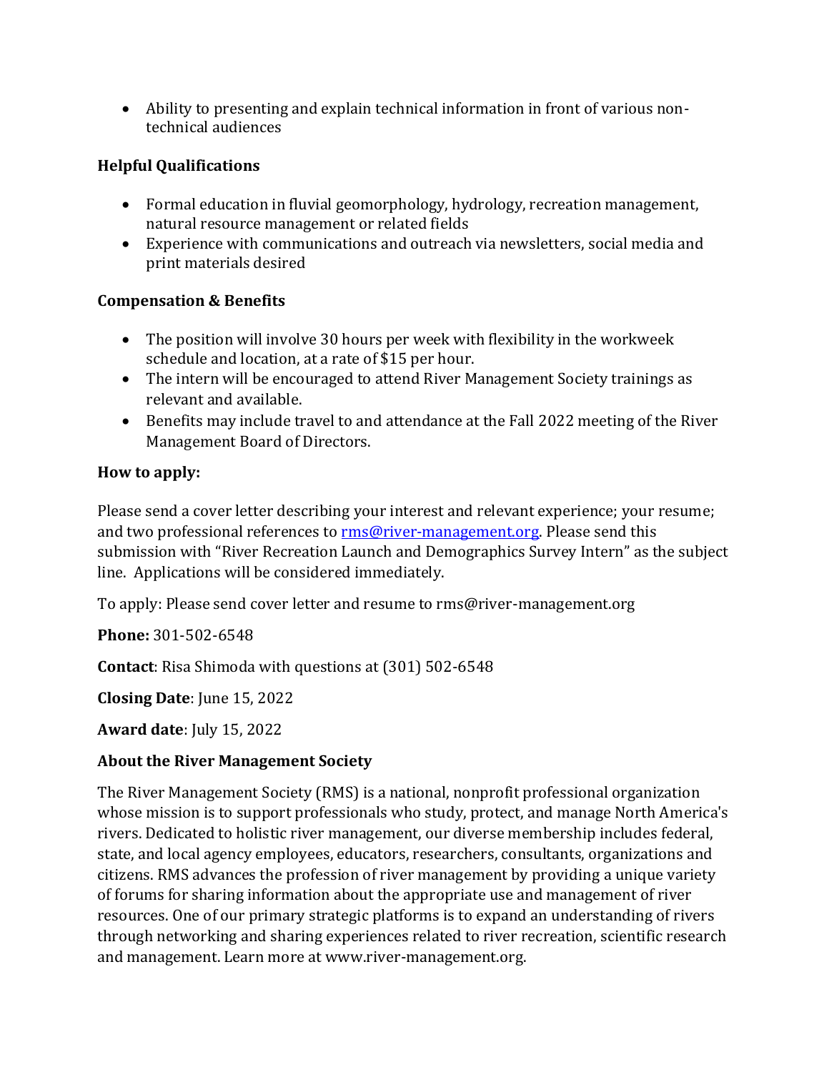- Ability to presenting and explain technical information in front of various non-technical audiences

**Helpful Qualifications**

- Formal education in fluvial geomorphology, hydrology, recreation management, natural resource management or related fields
- Experience with communications and outreach via newsletters, social media and print materials desired

**Compensation & Benefits**

- The position will involve 30 hours per week with flexibility in the workweek schedule and location, at a rate of $15 per hour.
- The intern will be encouraged to attend River Management Society trainings as relevant and available.
- Benefits may include travel to and attendance at the Fall 2022 meeting of the River Management Board of Directors.

**How to apply:**

Please send a cover letter describing your interest and relevant experience; your resume; and two professional references to rms@river-management.org. Please send this submission with "River Recreation Launch and Demographics Survey Intern" as the subject line. Applications will be considered immediately.

To apply: Please send cover letter and resume to rms@river-management.org

**Phone:** 301-502-6548

**Contact**: Risa Shimoda with questions at (301) 502-6548

**Closing Date**: June 15, 2022

**Award date**: July 15, 2022

**About the River Management Society**

The River Management Society (RMS) is a national, nonprofit professional organization whose mission is to support professionals who study, protect, and manage North America's rivers. Dedicated to holistic river management, our diverse membership includes federal, state, and local agency employees, educators, researchers, consultants, organizations and citizens. RMS advances the profession of river management by providing a unique variety of forums for sharing information about the appropriate use and management of river resources. One of our primary strategic platforms is to expand an understanding of rivers through networking and sharing experiences related to river recreation, scientific research and management. Learn more at www.river-management.org.